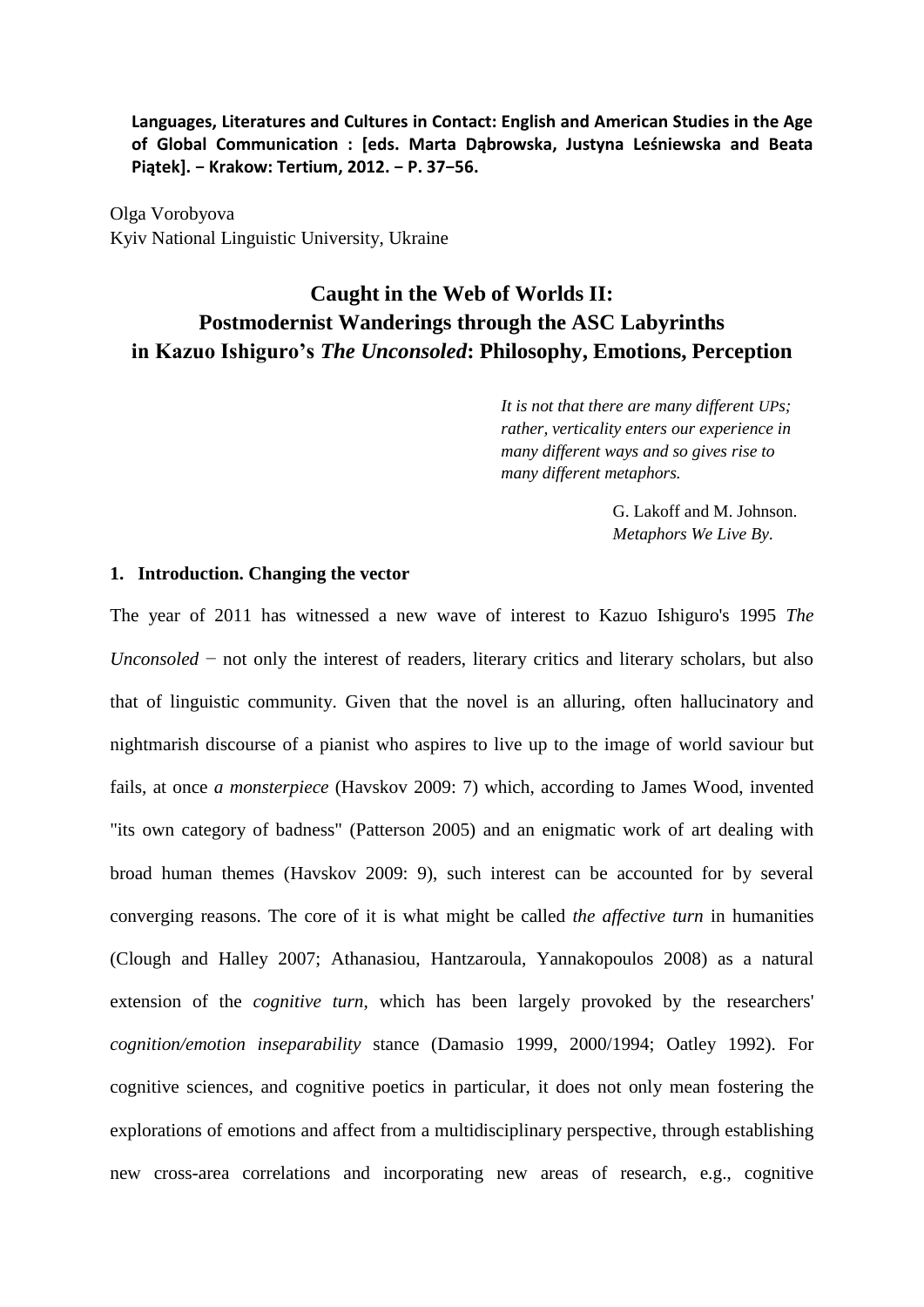**Languages, Literatures and Cultures in Contact: English and American Studies in the Age of Global Communication : [eds. Marta Dąbrowska, Justyna Leśniewska and Beata Piątek]. − Krakow: Tertium, 2012. − P. 37−56.**

Olga Vorobyova
Kyiv National Linguistic University, Ukraine

# Caught in the Web of Worlds II: Postmodernist Wanderings through the ASC Labyrinths in Kazuo Ishiguro's *The Unconsoled*: Philosophy, Emotions, Perception

> *It is not that there are many different UPs; rather, verticality enters our experience in many different ways and so gives rise to many different metaphors.*
>
> G. Lakoff and M. Johnson. *Metaphors We Live By*.

## 1. Introduction. Changing the vector

The year of 2011 has witnessed a new wave of interest to Kazuo Ishiguro's 1995 *The Unconsoled* − not only the interest of readers, literary critics and literary scholars, but also that of linguistic community. Given that the novel is an alluring, often hallucinatory and nightmarish discourse of a pianist who aspires to live up to the image of world saviour but fails, at once *a monsterpiece* (Havskov 2009: 7) which, according to James Wood, invented "its own category of badness" (Patterson 2005) and an enigmatic work of art dealing with broad human themes (Havskov 2009: 9), such interest can be accounted for by several converging reasons. The core of it is what might be called *the affective turn* in humanities (Clough and Halley 2007; Athanasiou, Hantzaroula, Yannakopoulos 2008) as a natural extension of the *cognitive turn*, which has been largely provoked by the researchers' *cognition/emotion inseparability* stance (Damasio 1999, 2000/1994; Oatley 1992). For cognitive sciences, and cognitive poetics in particular, it does not only mean fostering the explorations of emotions and affect from a multidisciplinary perspective, through establishing new cross-area correlations and incorporating new areas of research, e.g., cognitive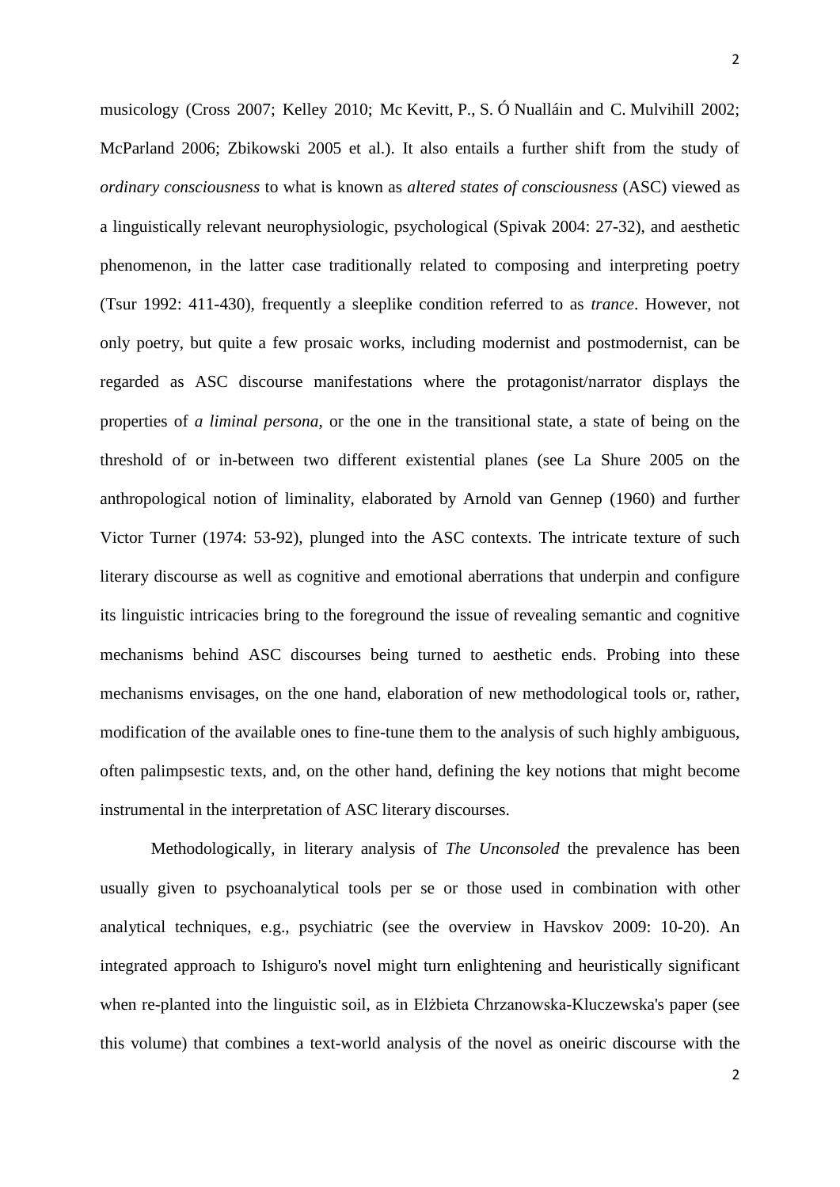musicology (Cross 2007; Kelley 2010; Mc Kevitt, P., S. Ó Nualláin and C. Mulvihill 2002; McParland 2006; Zbikowski 2005 et al.). It also entails a further shift from the study of *ordinary consciousness* to what is known as *altered states of consciousness* (ASC) viewed as a linguistically relevant neurophysiologic, psychological (Spivak 2004: 27-32), and aesthetic phenomenon, in the latter case traditionally related to composing and interpreting poetry (Tsur 1992: 411-430), frequently a sleeplike condition referred to as *trance*. However, not only poetry, but quite a few prosaic works, including modernist and postmodernist, can be regarded as ASC discourse manifestations where the protagonist/narrator displays the properties of *a liminal persona*, or the one in the transitional state, a state of being on the threshold of or in-between two different existential planes (see La Shure 2005 on the anthropological notion of liminality, elaborated by Arnold van Gennep (1960) and further Victor Turner (1974: 53-92), plunged into the ASC contexts. The intricate texture of such literary discourse as well as cognitive and emotional aberrations that underpin and configure its linguistic intricacies bring to the foreground the issue of revealing semantic and cognitive mechanisms behind ASC discourses being turned to aesthetic ends. Probing into these mechanisms envisages, on the one hand, elaboration of new methodological tools or, rather, modification of the available ones to fine-tune them to the analysis of such highly ambiguous, often palimpsestic texts, and, on the other hand, defining the key notions that might become instrumental in the interpretation of ASC literary discourses.

Methodologically, in literary analysis of *The Unconsoled* the prevalence has been usually given to psychoanalytical tools per se or those used in combination with other analytical techniques, e.g., psychiatric (see the overview in Havskov 2009: 10-20). An integrated approach to Ishiguro's novel might turn enlightening and heuristically significant when re-planted into the linguistic soil, as in Elżbieta Chrzanowska-Kluczewska's paper (see this volume) that combines a text-world analysis of the novel as oneiric discourse with the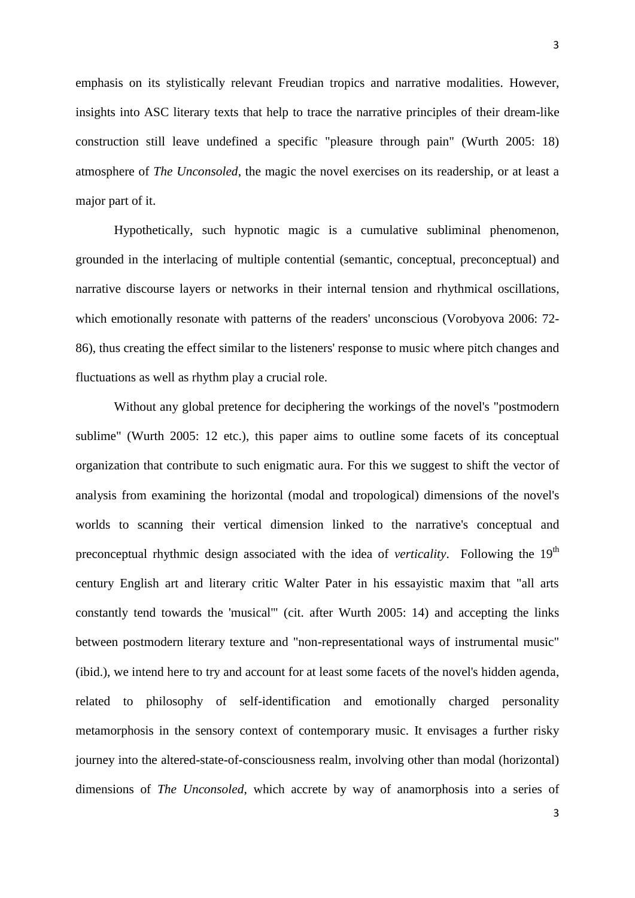emphasis on its stylistically relevant Freudian tropics and narrative modalities. However, insights into ASC literary texts that help to trace the narrative principles of their dream-like construction still leave undefined a specific "pleasure through pain" (Wurth 2005: 18) atmosphere of *The Unconsoled*, the magic the novel exercises on its readership, or at least a major part of it.

Hypothetically, such hypnotic magic is a cumulative subliminal phenomenon, grounded in the interlacing of multiple contential (semantic, conceptual, preconceptual) and narrative discourse layers or networks in their internal tension and rhythmical oscillations, which emotionally resonate with patterns of the readers' unconscious (Vorobyova 2006: 72-86), thus creating the effect similar to the listeners' response to music where pitch changes and fluctuations as well as rhythm play a crucial role.

Without any global pretence for deciphering the workings of the novel's "postmodern sublime" (Wurth 2005: 12 etc.), this paper aims to outline some facets of its conceptual organization that contribute to such enigmatic aura. For this we suggest to shift the vector of analysis from examining the horizontal (modal and tropological) dimensions of the novel's worlds to scanning their vertical dimension linked to the narrative's conceptual and preconceptual rhythmic design associated with the idea of *verticality*. Following the 19th century English art and literary critic Walter Pater in his essayistic maxim that "all arts constantly tend towards the 'musical'" (cit. after Wurth 2005: 14) and accepting the links between postmodern literary texture and "non-representational ways of instrumental music" (ibid.), we intend here to try and account for at least some facets of the novel's hidden agenda, related to philosophy of self-identification and emotionally charged personality metamorphosis in the sensory context of contemporary music. It envisages a further risky journey into the altered-state-of-consciousness realm, involving other than modal (horizontal) dimensions of *The Unconsoled*, which accrete by way of anamorphosis into a series of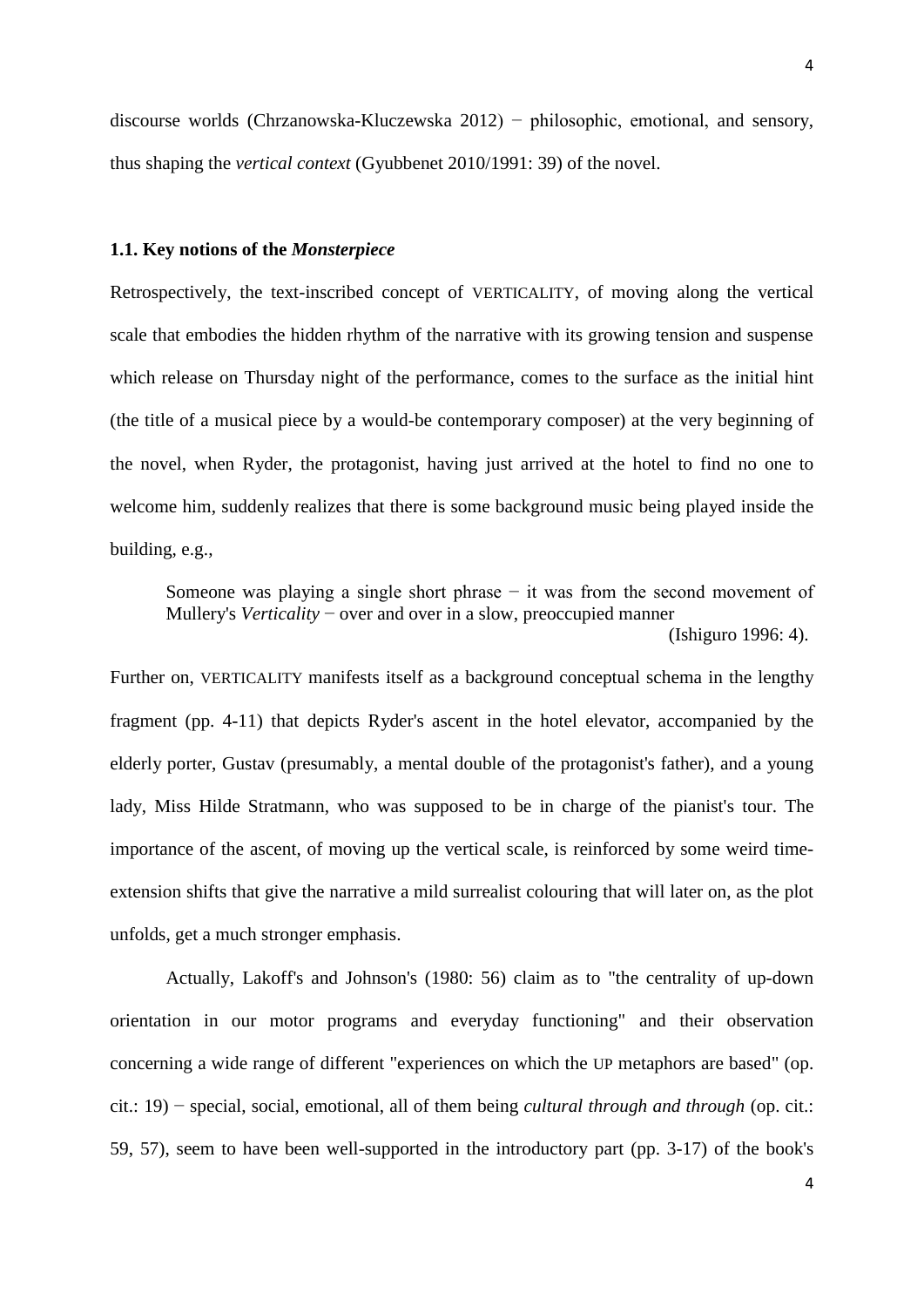discourse worlds (Chrzanowska-Kluczewska 2012) − philosophic, emotional, and sensory, thus shaping the *vertical context* (Gyubbenet 2010/1991: 39) of the novel.

### 1.1. Key notions of the *Monsterpiece*

Retrospectively, the text-inscribed concept of VERTICALITY, of moving along the vertical scale that embodies the hidden rhythm of the narrative with its growing tension and suspense which release on Thursday night of the performance, comes to the surface as the initial hint (the title of a musical piece by a would-be contemporary composer) at the very beginning of the novel, when Ryder, the protagonist, having just arrived at the hotel to find no one to welcome him, suddenly realizes that there is some background music being played inside the building, e.g.,

> Someone was playing a single short phrase − it was from the second movement of Mullery's *Verticality* − over and over in a slow, preoccupied manner
> (Ishiguro 1996: 4).

Further on, VERTICALITY manifests itself as a background conceptual schema in the lengthy fragment (pp. 4-11) that depicts Ryder's ascent in the hotel elevator, accompanied by the elderly porter, Gustav (presumably, a mental double of the protagonist's father), and a young lady, Miss Hilde Stratmann, who was supposed to be in charge of the pianist's tour. The importance of the ascent, of moving up the vertical scale, is reinforced by some weird time-extension shifts that give the narrative a mild surrealist colouring that will later on, as the plot unfolds, get a much stronger emphasis.

Actually, Lakoff's and Johnson's (1980: 56) claim as to "the centrality of up-down orientation in our motor programs and everyday functioning" and their observation concerning a wide range of different "experiences on which the UP metaphors are based" (op. cit.: 19) − special, social, emotional, all of them being *cultural through and through* (op. cit.: 59, 57), seem to have been well-supported in the introductory part (pp. 3-17) of the book's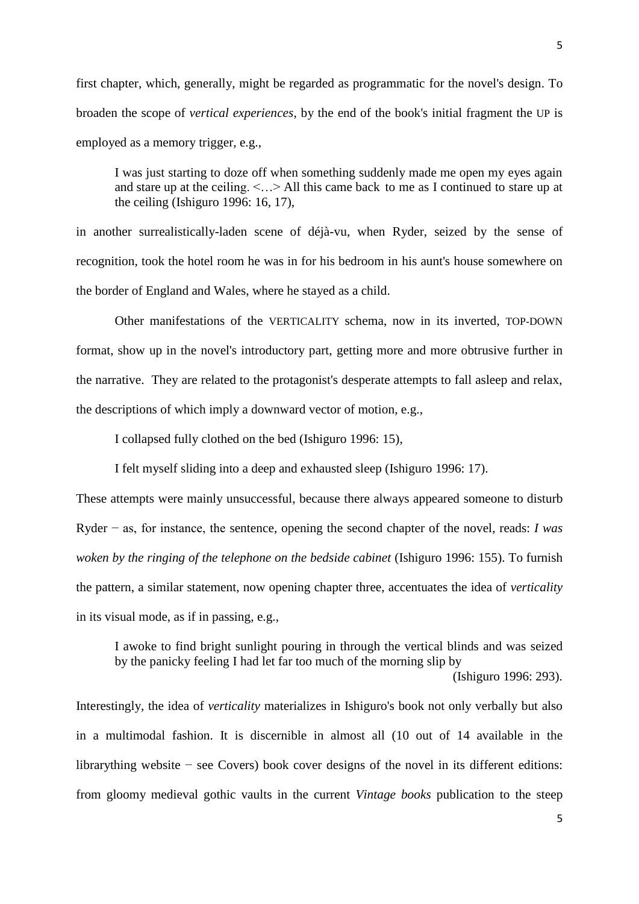first chapter, which, generally, might be regarded as programmatic for the novel's design. To broaden the scope of *vertical experiences*, by the end of the book's initial fragment the UP is employed as a memory trigger, e.g.,

> I was just starting to doze off when something suddenly made me open my eyes again and stare up at the ceiling. <…> All this came back to me as I continued to stare up at the ceiling (Ishiguro 1996: 16, 17),

in another surrealistically-laden scene of déjà-vu, when Ryder, seized by the sense of recognition, took the hotel room he was in for his bedroom in his aunt's house somewhere on the border of England and Wales, where he stayed as a child.

Other manifestations of the VERTICALITY schema, now in its inverted, TOP-DOWN format, show up in the novel's introductory part, getting more and more obtrusive further in the narrative. They are related to the protagonist's desperate attempts to fall asleep and relax, the descriptions of which imply a downward vector of motion, e.g.,

> I collapsed fully clothed on the bed (Ishiguro 1996: 15),
>
> I felt myself sliding into a deep and exhausted sleep (Ishiguro 1996: 17).

These attempts were mainly unsuccessful, because there always appeared someone to disturb Ryder − as, for instance, the sentence, opening the second chapter of the novel, reads: *I was woken by the ringing of the telephone on the bedside cabinet* (Ishiguro 1996: 155). To furnish the pattern, a similar statement, now opening chapter three, accentuates the idea of *verticality* in its visual mode, as if in passing, e.g.,

> I awoke to find bright sunlight pouring in through the vertical blinds and was seized by the panicky feeling I had let far too much of the morning slip by (Ishiguro 1996: 293).

Interestingly, the idea of *verticality* materializes in Ishiguro's book not only verbally but also in a multimodal fashion. It is discernible in almost all (10 out of 14 available in the librarything website − see Covers) book cover designs of the novel in its different editions: from gloomy medieval gothic vaults in the current *Vintage books* publication to the steep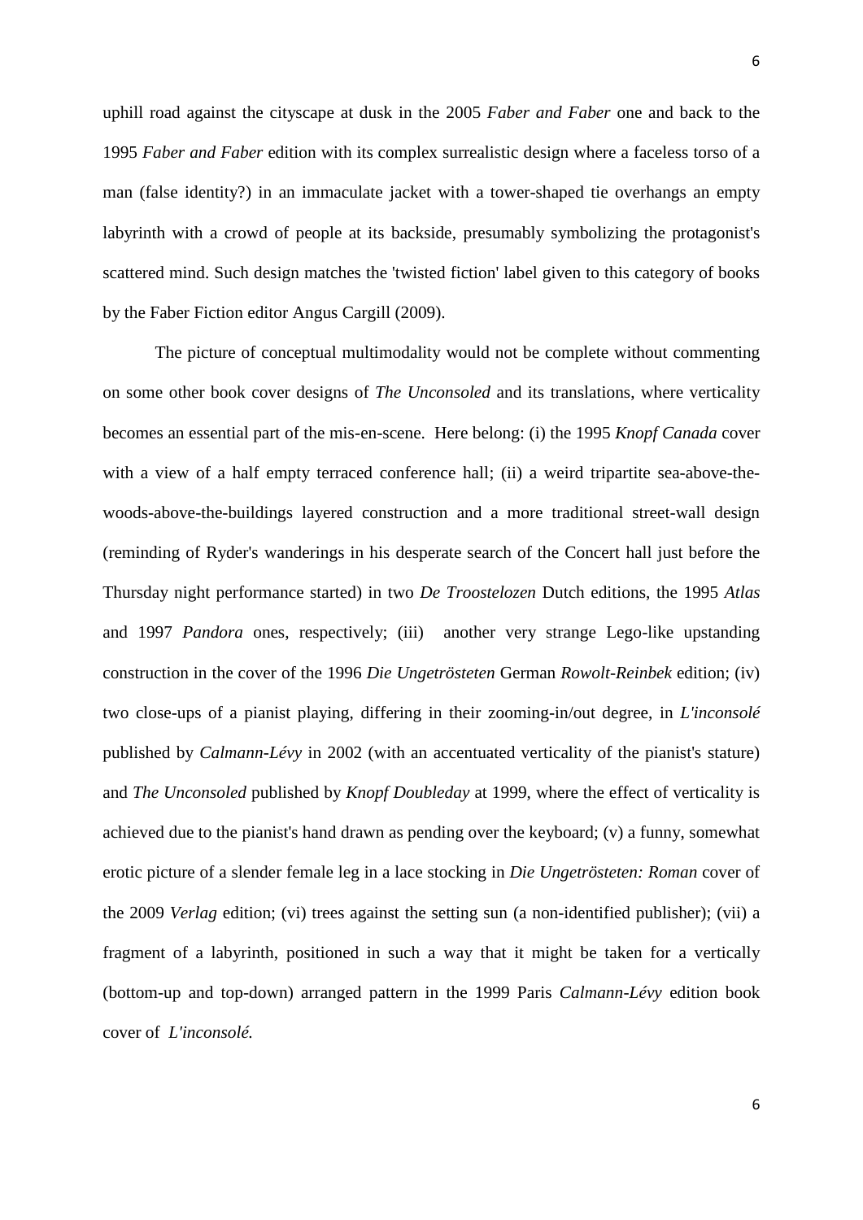uphill road against the cityscape at dusk in the 2005 *Faber and Faber* one and back to the 1995 *Faber and Faber* edition with its complex surrealistic design where a faceless torso of a man (false identity?) in an immaculate jacket with a tower-shaped tie overhangs an empty labyrinth with a crowd of people at its backside, presumably symbolizing the protagonist's scattered mind. Such design matches the 'twisted fiction' label given to this category of books by the Faber Fiction editor Angus Cargill (2009).

The picture of conceptual multimodality would not be complete without commenting on some other book cover designs of *The Unconsoled* and its translations, where verticality becomes an essential part of the mis-en-scene. Here belong: (i) the 1995 *Knopf Canada* cover with a view of a half empty terraced conference hall; (ii) a weird tripartite sea-above-the-woods-above-the-buildings layered construction and a more traditional street-wall design (reminding of Ryder's wanderings in his desperate search of the Concert hall just before the Thursday night performance started) in two *De Troostelozen* Dutch editions, the 1995 *Atlas* and 1997 *Pandora* ones, respectively; (iii) another very strange Lego-like upstanding construction in the cover of the 1996 *Die Ungetrösteten* German *Rowolt-Reinbek* edition; (iv) two close-ups of a pianist playing, differing in their zooming-in/out degree, in *L'inconsolé* published by *Calmann-Lévy* in 2002 (with an accentuated verticality of the pianist's stature) and *The Unconsoled* published by *Knopf Doubleday* at 1999, where the effect of verticality is achieved due to the pianist's hand drawn as pending over the keyboard; (v) a funny, somewhat erotic picture of a slender female leg in a lace stocking in *Die Ungetrösteten: Roman* cover of the 2009 *Verlag* edition; (vi) trees against the setting sun (a non-identified publisher); (vii) a fragment of a labyrinth, positioned in such a way that it might be taken for a vertically (bottom-up and top-down) arranged pattern in the 1999 Paris *Calmann-Lévy* edition book cover of *L'inconsolé.*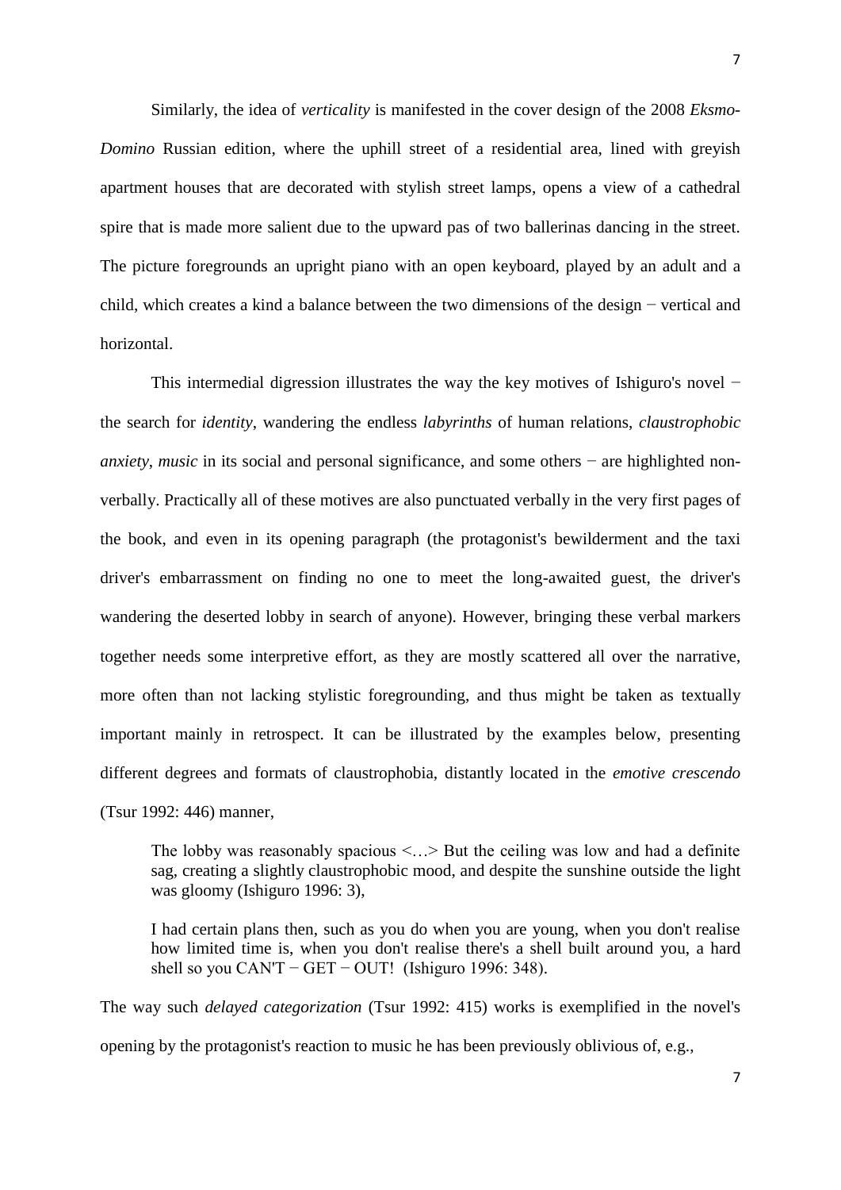Similarly, the idea of *verticality* is manifested in the cover design of the 2008 *Eksmo-Domino* Russian edition, where the uphill street of a residential area, lined with greyish apartment houses that are decorated with stylish street lamps, opens a view of a cathedral spire that is made more salient due to the upward pas of two ballerinas dancing in the street. The picture foregrounds an upright piano with an open keyboard, played by an adult and a child, which creates a kind a balance between the two dimensions of the design − vertical and horizontal.

This intermedial digression illustrates the way the key motives of Ishiguro's novel − the search for *identity*, wandering the endless *labyrinths* of human relations, *claustrophobic anxiety*, *music* in its social and personal significance, and some others − are highlighted non-verbally. Practically all of these motives are also punctuated verbally in the very first pages of the book, and even in its opening paragraph (the protagonist's bewilderment and the taxi driver's embarrassment on finding no one to meet the long-awaited guest, the driver's wandering the deserted lobby in search of anyone). However, bringing these verbal markers together needs some interpretive effort, as they are mostly scattered all over the narrative, more often than not lacking stylistic foregrounding, and thus might be taken as textually important mainly in retrospect. It can be illustrated by the examples below, presenting different degrees and formats of claustrophobia, distantly located in the *emotive crescendo* (Tsur 1992: 446) manner,

> The lobby was reasonably spacious <…> But the ceiling was low and had a definite sag, creating a slightly claustrophobic mood, and despite the sunshine outside the light was gloomy (Ishiguro 1996: 3),

> I had certain plans then, such as you do when you are young, when you don't realise how limited time is, when you don't realise there's a shell built around you, a hard shell so you CAN'T − GET − OUT! (Ishiguro 1996: 348).

The way such *delayed categorization* (Tsur 1992: 415) works is exemplified in the novel's opening by the protagonist's reaction to music he has been previously oblivious of, e.g.,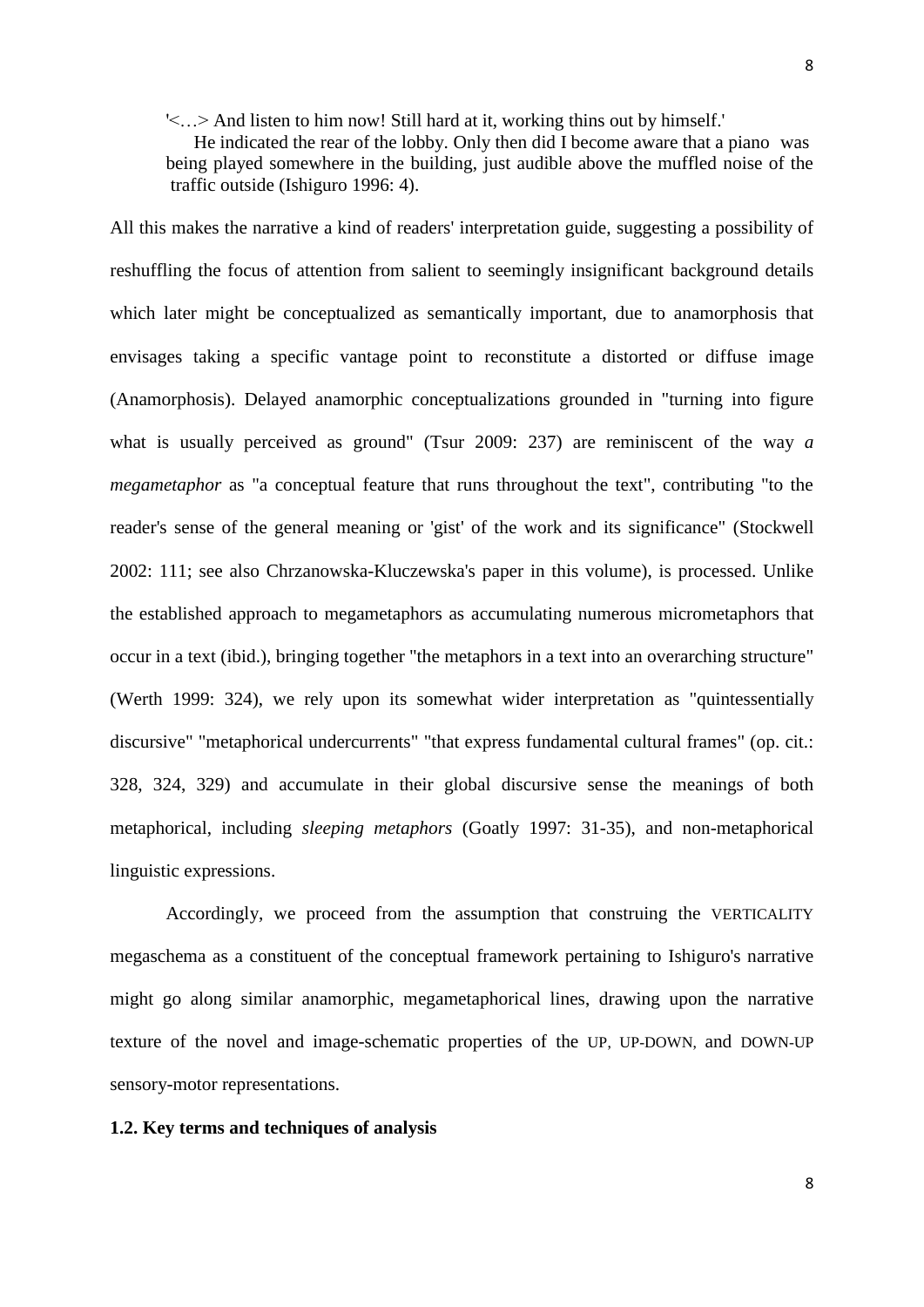> '<…> And listen to him now! Still hard at it, working thins out by himself.'
>
> He indicated the rear of the lobby. Only then did I become aware that a piano was being played somewhere in the building, just audible above the muffled noise of the traffic outside (Ishiguro 1996: 4).

All this makes the narrative a kind of readers' interpretation guide, suggesting a possibility of reshuffling the focus of attention from salient to seemingly insignificant background details which later might be conceptualized as semantically important, due to anamorphosis that envisages taking a specific vantage point to reconstitute a distorted or diffuse image (Anamorphosis). Delayed anamorphic conceptualizations grounded in "turning into figure what is usually perceived as ground" (Tsur 2009: 237) are reminiscent of the way *a megametaphor* as "a conceptual feature that runs throughout the text", contributing "to the reader's sense of the general meaning or 'gist' of the work and its significance" (Stockwell 2002: 111; see also Chrzanowska-Kluczewska's paper in this volume), is processed. Unlike the established approach to megametaphors as accumulating numerous micrometaphors that occur in a text (ibid.), bringing together "the metaphors in a text into an overarching structure" (Werth 1999: 324), we rely upon its somewhat wider interpretation as "quintessentially discursive" "metaphorical undercurrents" "that express fundamental cultural frames" (op. cit.: 328, 324, 329) and accumulate in their global discursive sense the meanings of both metaphorical, including *sleeping metaphors* (Goatly 1997: 31-35), and non-metaphorical linguistic expressions.

Accordingly, we proceed from the assumption that construing the VERTICALITY megaschema as a constituent of the conceptual framework pertaining to Ishiguro's narrative might go along similar anamorphic, megametaphorical lines, drawing upon the narrative texture of the novel and image-schematic properties of the UP, UP-DOWN, and DOWN-UP sensory-motor representations.

### 1.2. Key terms and techniques of analysis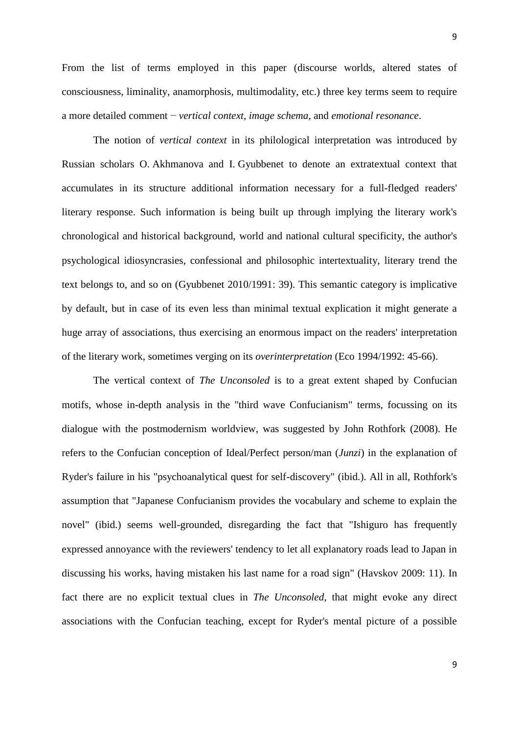From the list of terms employed in this paper (discourse worlds, altered states of consciousness, liminality, anamorphosis, multimodality, etc.) three key terms seem to require a more detailed comment − *vertical context*, *image schema*, and *emotional resonance*.

The notion of *vertical context* in its philological interpretation was introduced by Russian scholars O. Akhmanova and I. Gyubbenet to denote an extratextual context that accumulates in its structure additional information necessary for a full-fledged readers' literary response. Such information is being built up through implying the literary work's chronological and historical background, world and national cultural specificity, the author's psychological idiosyncrasies, confessional and philosophic intertextuality, literary trend the text belongs to, and so on (Gyubbenet 2010/1991: 39). This semantic category is implicative by default, but in case of its even less than minimal textual explication it might generate a huge array of associations, thus exercising an enormous impact on the readers' interpretation of the literary work, sometimes verging on its *overinterpretation* (Eco 1994/1992: 45-66).

The vertical context of *The Unconsoled* is to a great extent shaped by Confucian motifs, whose in-depth analysis in the "third wave Confucianism" terms, focussing on its dialogue with the postmodernism worldview, was suggested by John Rothfork (2008). He refers to the Confucian conception of Ideal/Perfect person/man (*Junzi*) in the explanation of Ryder's failure in his "psychoanalytical quest for self-discovery" (ibid.). All in all, Rothfork's assumption that "Japanese Confucianism provides the vocabulary and scheme to explain the novel" (ibid.) seems well-grounded, disregarding the fact that "Ishiguro has frequently expressed annoyance with the reviewers' tendency to let all explanatory roads lead to Japan in discussing his works, having mistaken his last name for a road sign" (Havskov 2009: 11). In fact there are no explicit textual clues in *The Unconsoled*, that might evoke any direct associations with the Confucian teaching, except for Ryder's mental picture of a possible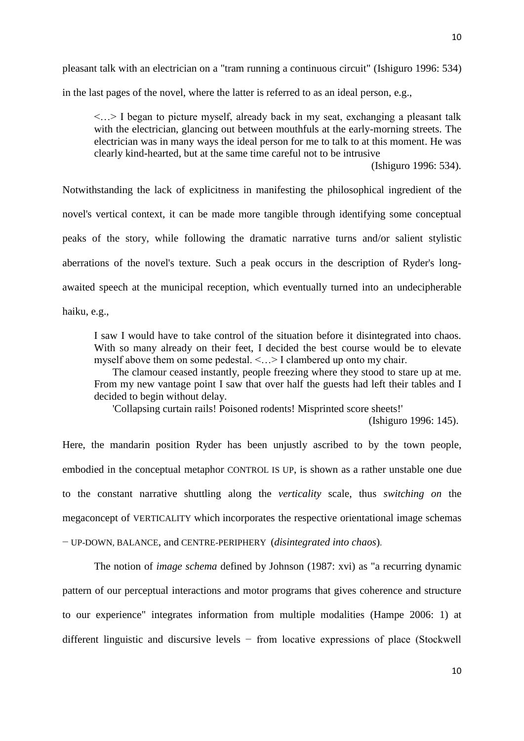pleasant talk with an electrician on a "tram running a continuous circuit" (Ishiguro 1996: 534) in the last pages of the novel, where the latter is referred to as an ideal person, e.g.,

> <…> I began to picture myself, already back in my seat, exchanging a pleasant talk with the electrician, glancing out between mouthfuls at the early-morning streets. The electrician was in many ways the ideal person for me to talk to at this moment. He was clearly kind-hearted, but at the same time careful not to be intrusive
>
> (Ishiguro 1996: 534).

Notwithstanding the lack of explicitness in manifesting the philosophical ingredient of the novel's vertical context, it can be made more tangible through identifying some conceptual peaks of the story, while following the dramatic narrative turns and/or salient stylistic aberrations of the novel's texture. Such a peak occurs in the description of Ryder's long-awaited speech at the municipal reception, which eventually turned into an undecipherable haiku, e.g.,

> I saw I would have to take control of the situation before it disintegrated into chaos. With so many already on their feet, I decided the best course would be to elevate myself above them on some pedestal. <…> I clambered up onto my chair.
>
> The clamour ceased instantly, people freezing where they stood to stare up at me. From my new vantage point I saw that over half the guests had left their tables and I decided to begin without delay.
>
> 'Collapsing curtain rails! Poisoned rodents! Misprinted score sheets!'
>
> (Ishiguro 1996: 145).

Here, the mandarin position Ryder has been unjustly ascribed to by the town people, embodied in the conceptual metaphor CONTROL IS UP, is shown as a rather unstable one due to the constant narrative shuttling along the *verticality* scale, thus *switching on* the megaconcept of VERTICALITY which incorporates the respective orientational image schemas − UP-DOWN, BALANCE, and CENTRE-PERIPHERY (*disintegrated into chaos*).

The notion of *image schema* defined by Johnson (1987: xvi) as "a recurring dynamic pattern of our perceptual interactions and motor programs that gives coherence and structure to our experience" integrates information from multiple modalities (Hampe 2006: 1) at different linguistic and discursive levels − from locative expressions of place (Stockwell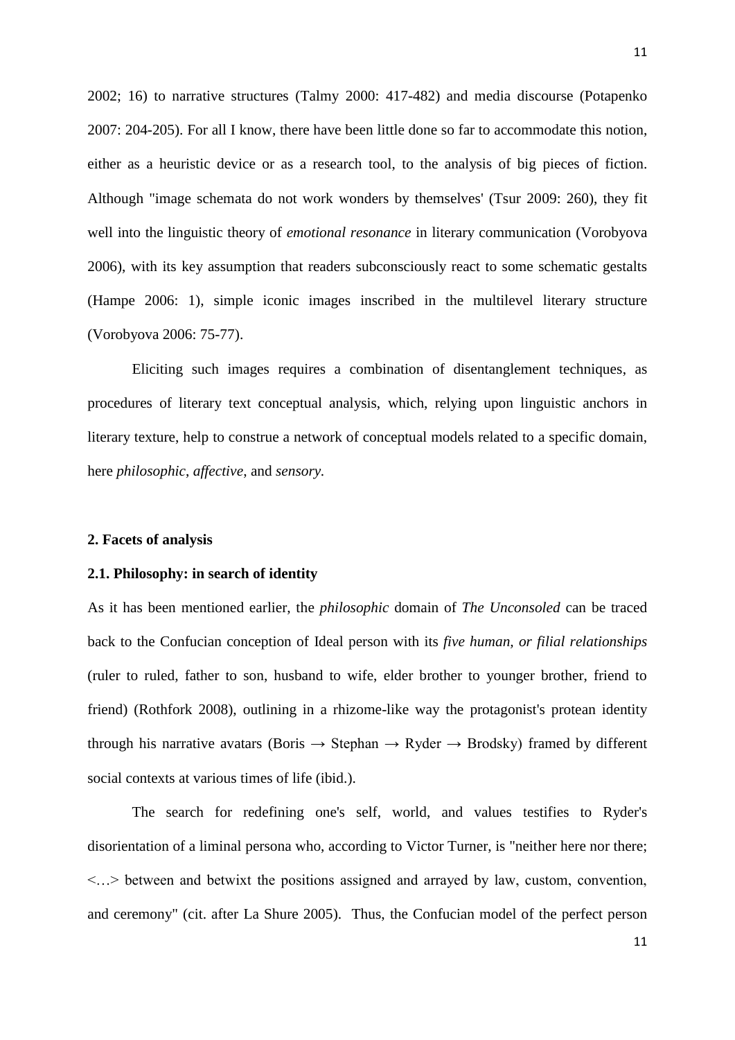2002; 16) to narrative structures (Talmy 2000: 417-482) and media discourse (Potapenko 2007: 204-205). For all I know, there have been little done so far to accommodate this notion, either as a heuristic device or as a research tool, to the analysis of big pieces of fiction. Although "image schemata do not work wonders by themselves' (Tsur 2009: 260), they fit well into the linguistic theory of *emotional resonance* in literary communication (Vorobyova 2006), with its key assumption that readers subconsciously react to some schematic gestalts (Hampe 2006: 1), simple iconic images inscribed in the multilevel literary structure (Vorobyova 2006: 75-77).

Eliciting such images requires a combination of disentanglement techniques, as procedures of literary text conceptual analysis, which, relying upon linguistic anchors in literary texture, help to construe a network of conceptual models related to a specific domain, here *philosophic*, *affective*, and *sensory*.

## 2. Facets of analysis

### 2.1. Philosophy: in search of identity

As it has been mentioned earlier, the *philosophic* domain of *The Unconsoled* can be traced back to the Confucian conception of Ideal person with its *five human, or filial relationships* (ruler to ruled, father to son, husband to wife, elder brother to younger brother, friend to friend) (Rothfork 2008), outlining in a rhizome-like way the protagonist's protean identity through his narrative avatars (Boris → Stephan → Ryder → Brodsky) framed by different social contexts at various times of life (ibid.).

The search for redefining one's self, world, and values testifies to Ryder's disorientation of a liminal persona who, according to Victor Turner, is "neither here nor there; <…> between and betwixt the positions assigned and arrayed by law, custom, convention, and ceremony" (cit. after La Shure 2005). Thus, the Confucian model of the perfect person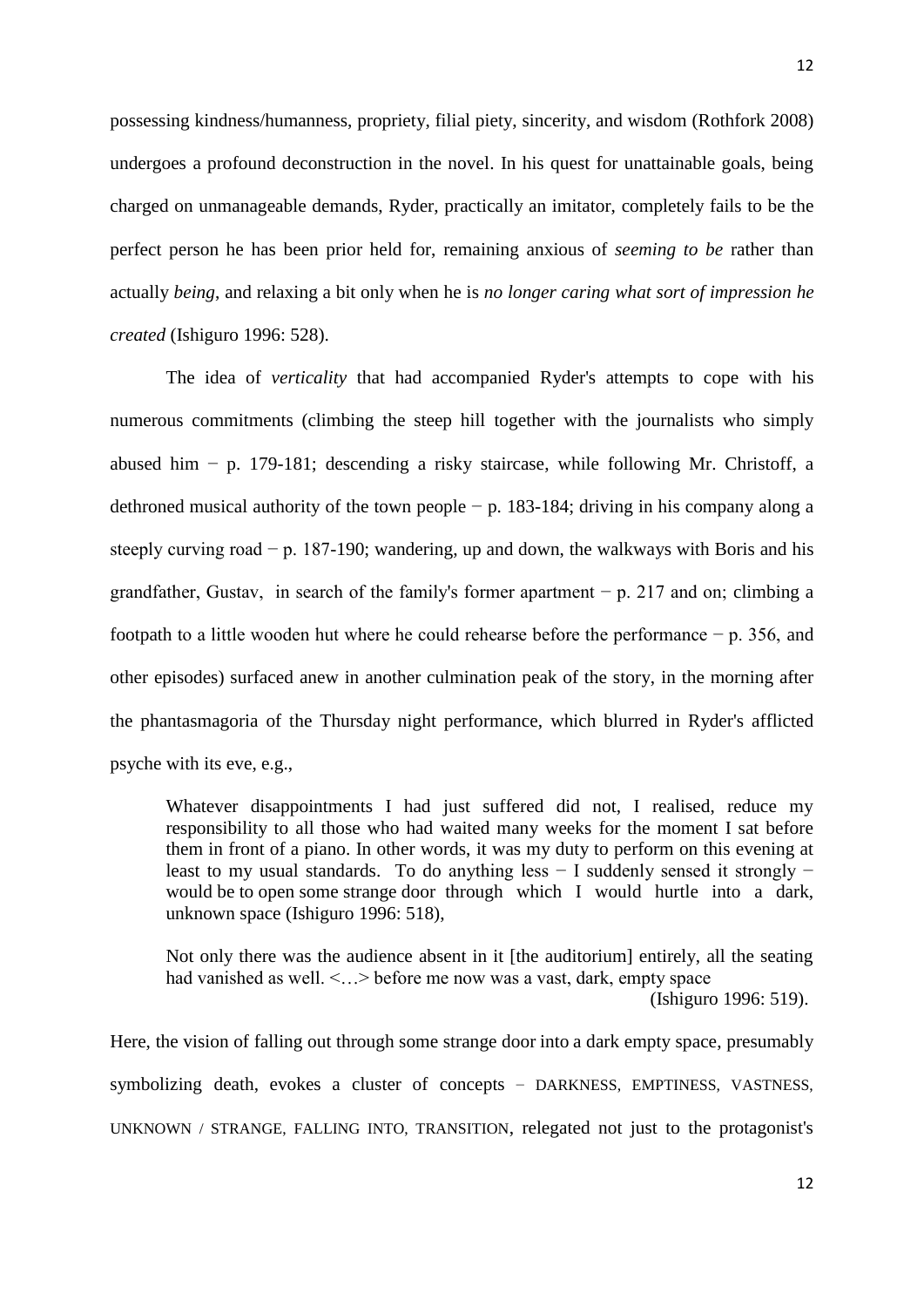possessing kindness/humanness, propriety, filial piety, sincerity, and wisdom (Rothfork 2008) undergoes a profound deconstruction in the novel. In his quest for unattainable goals, being charged on unmanageable demands, Ryder, practically an imitator, completely fails to be the perfect person he has been prior held for, remaining anxious of *seeming to be* rather than actually *being*, and relaxing a bit only when he is *no longer caring what sort of impression he created* (Ishiguro 1996: 528).

The idea of *verticality* that had accompanied Ryder's attempts to cope with his numerous commitments (climbing the steep hill together with the journalists who simply abused him − p. 179-181; descending a risky staircase, while following Mr. Christoff, a dethroned musical authority of the town people − p. 183-184; driving in his company along a steeply curving road − p. 187-190; wandering, up and down, the walkways with Boris and his grandfather, Gustav, in search of the family's former apartment − p. 217 and on; climbing a footpath to a little wooden hut where he could rehearse before the performance − p. 356, and other episodes) surfaced anew in another culmination peak of the story, in the morning after the phantasmagoria of the Thursday night performance, which blurred in Ryder's afflicted psyche with its eve, e.g.,

> Whatever disappointments I had just suffered did not, I realised, reduce my responsibility to all those who had waited many weeks for the moment I sat before them in front of a piano. In other words, it was my duty to perform on this evening at least to my usual standards. To do anything less − I suddenly sensed it strongly − would be to open some strange door through which I would hurtle into a dark, unknown space (Ishiguro 1996: 518),

> Not only there was the audience absent in it [the auditorium] entirely, all the seating had vanished as well. <…> before me now was a vast, dark, empty space (Ishiguro 1996: 519).

Here, the vision of falling out through some strange door into a dark empty space, presumably symbolizing death, evokes a cluster of concepts – DARKNESS, EMPTINESS, VASTNESS, UNKNOWN / STRANGE, FALLING INTO, TRANSITION, relegated not just to the protagonist's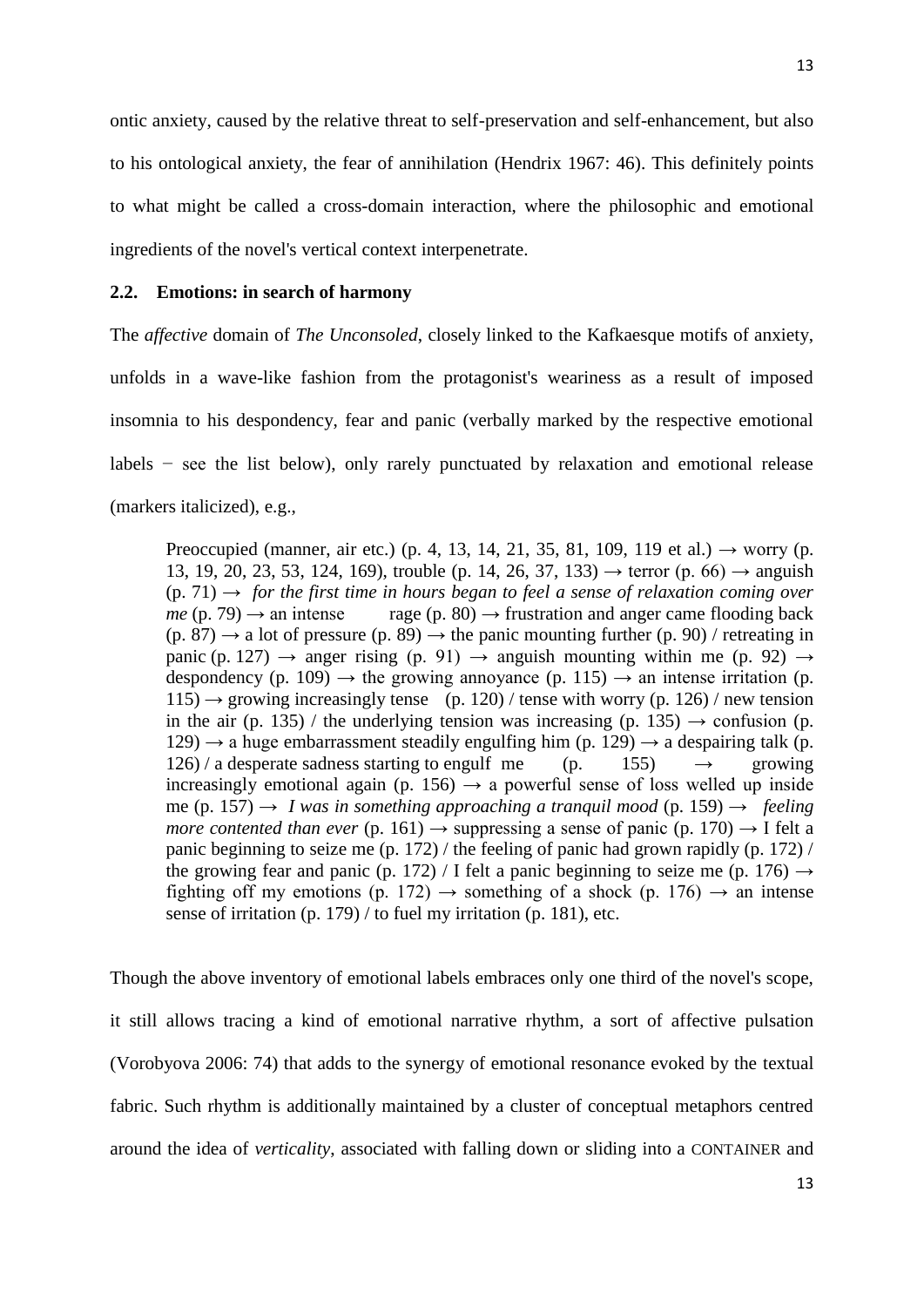ontic anxiety, caused by the relative threat to self-preservation and self-enhancement, but also to his ontological anxiety, the fear of annihilation (Hendrix 1967: 46). This definitely points to what might be called a cross-domain interaction, where the philosophic and emotional ingredients of the novel's vertical context interpenetrate.

## 2.2. Emotions: in search of harmony

The *affective* domain of *The Unconsoled*, closely linked to the Kafkaesque motifs of anxiety, unfolds in a wave-like fashion from the protagonist's weariness as a result of imposed insomnia to his despondency, fear and panic (verbally marked by the respective emotional labels − see the list below), only rarely punctuated by relaxation and emotional release (markers italicized), e.g.,

> Preoccupied (manner, air etc.) (p. 4, 13, 14, 21, 35, 81, 109, 119 et al.) → worry (p. 13, 19, 20, 23, 53, 124, 169), trouble (p. 14, 26, 37, 133) → terror (p. 66) → anguish (p. 71) → *for the first time in hours began to feel a sense of relaxation coming over me* (p. 79) → an intense rage (p. 80) → frustration and anger came flooding back (p. 87) → a lot of pressure (p. 89) → the panic mounting further (p. 90) / retreating in panic (p. 127) → anger rising (p. 91) → anguish mounting within me (p. 92) → despondency (p. 109) → the growing annoyance (p. 115) → an intense irritation (p. 115) → growing increasingly tense (p. 120) / tense with worry (p. 126) / new tension in the air (p. 135) / the underlying tension was increasing (p. 135) → confusion (p. 129) → a huge embarrassment steadily engulfing him (p. 129) → a despairing talk (p. 126) / a desperate sadness starting to engulf me (p. 155) → growing increasingly emotional again (p. 156) → a powerful sense of loss welled up inside me (p. 157) → *I was in something approaching a tranquil mood* (p. 159) → *feeling more contented than ever* (p. 161) → suppressing a sense of panic (p. 170) → I felt a panic beginning to seize me (p. 172) / the feeling of panic had grown rapidly (p. 172) / the growing fear and panic (p. 172) / I felt a panic beginning to seize me (p. 176) → fighting off my emotions (p. 172) → something of a shock (p. 176) → an intense sense of irritation (p. 179) / to fuel my irritation (p. 181), etc.

Though the above inventory of emotional labels embraces only one third of the novel's scope, it still allows tracing a kind of emotional narrative rhythm, a sort of affective pulsation (Vorobyova 2006: 74) that adds to the synergy of emotional resonance evoked by the textual fabric. Such rhythm is additionally maintained by a cluster of conceptual metaphors centred around the idea of *verticality*, associated with falling down or sliding into a CONTAINER and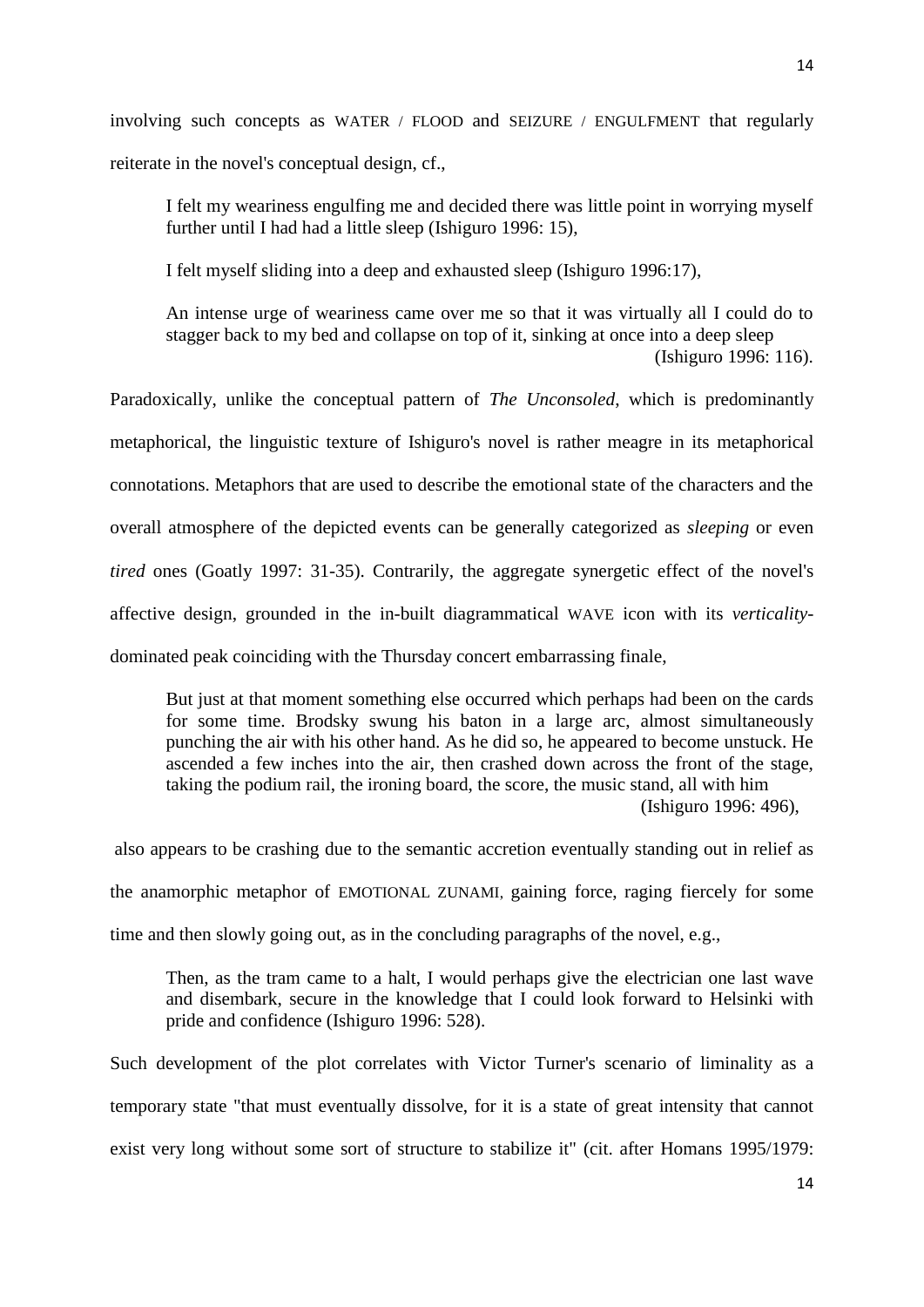involving such concepts as WATER / FLOOD and SEIZURE / ENGULFMENT that regularly reiterate in the novel's conceptual design, cf.,

> I felt my weariness engulfing me and decided there was little point in worrying myself further until I had had a little sleep (Ishiguro 1996: 15),

> I felt myself sliding into a deep and exhausted sleep (Ishiguro 1996:17),

> An intense urge of weariness came over me so that it was virtually all I could do to stagger back to my bed and collapse on top of it, sinking at once into a deep sleep (Ishiguro 1996: 116).

Paradoxically, unlike the conceptual pattern of *The Unconsoled*, which is predominantly metaphorical, the linguistic texture of Ishiguro's novel is rather meagre in its metaphorical connotations. Metaphors that are used to describe the emotional state of the characters and the overall atmosphere of the depicted events can be generally categorized as *sleeping* or even *tired* ones (Goatly 1997: 31-35). Contrarily, the aggregate synergetic effect of the novel's affective design, grounded in the in-built diagrammatical WAVE icon with its *verticality*-dominated peak coinciding with the Thursday concert embarrassing finale,

> But just at that moment something else occurred which perhaps had been on the cards for some time. Brodsky swung his baton in a large arc, almost simultaneously punching the air with his other hand. As he did so, he appeared to become unstuck. He ascended a few inches into the air, then crashed down across the front of the stage, taking the podium rail, the ironing board, the score, the music stand, all with him (Ishiguro 1996: 496),

also appears to be crashing due to the semantic accretion eventually standing out in relief as the anamorphic metaphor of EMOTIONAL ZUNAMI, gaining force, raging fiercely for some time and then slowly going out, as in the concluding paragraphs of the novel, e.g.,

> Then, as the tram came to a halt, I would perhaps give the electrician one last wave and disembark, secure in the knowledge that I could look forward to Helsinki with pride and confidence (Ishiguro 1996: 528).

Such development of the plot correlates with Victor Turner's scenario of liminality as a temporary state "that must eventually dissolve, for it is a state of great intensity that cannot exist very long without some sort of structure to stabilize it" (cit. after Homans 1995/1979: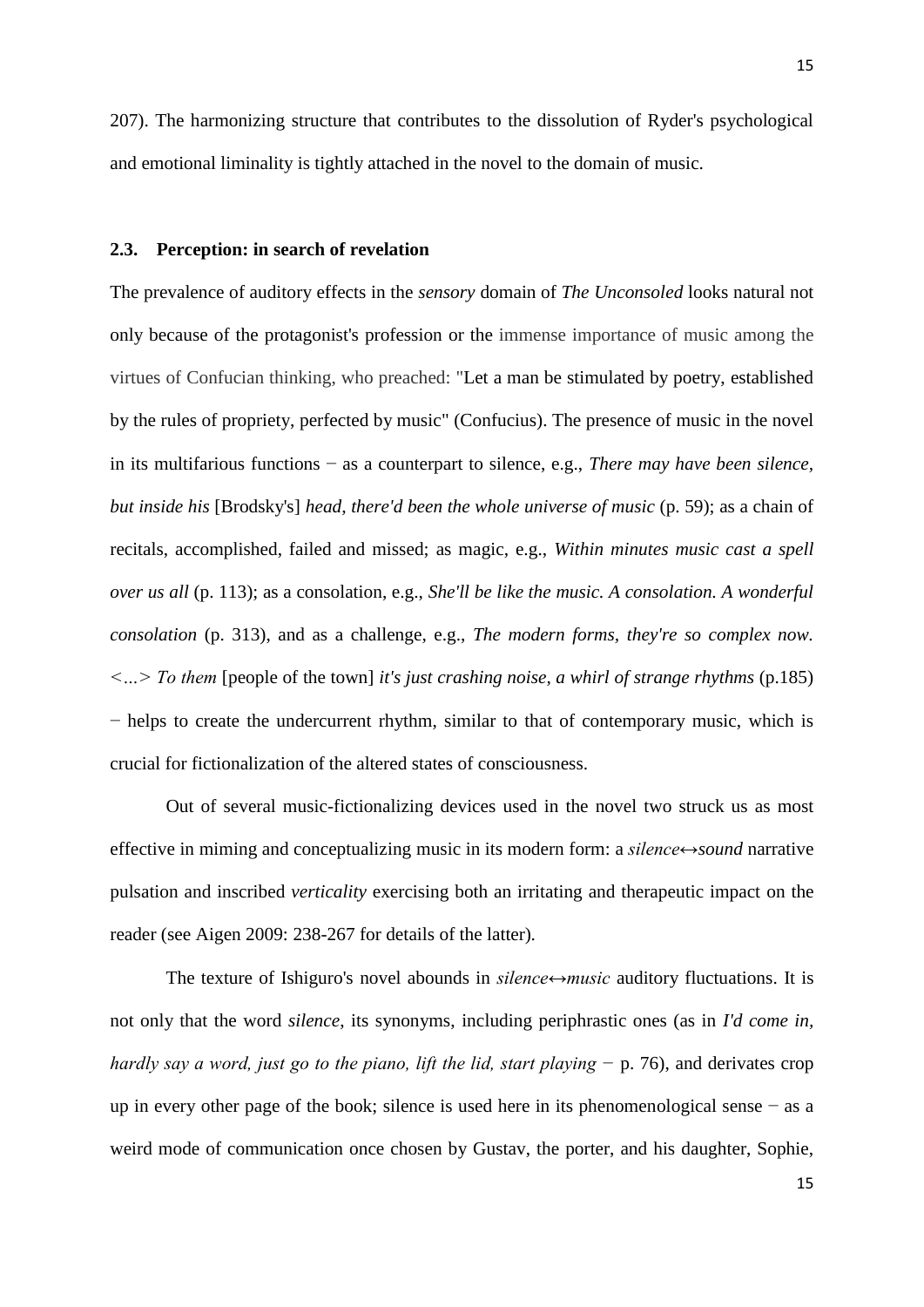207). The harmonizing structure that contributes to the dissolution of Ryder's psychological and emotional liminality is tightly attached in the novel to the domain of music.

### 2.3. Perception: in search of revelation

The prevalence of auditory effects in the *sensory* domain of *The Unconsoled* looks natural not only because of the protagonist's profession or the immense importance of music among the virtues of Confucian thinking, who preached: "Let a man be stimulated by poetry, established by the rules of propriety, perfected by music" (Confucius). The presence of music in the novel in its multifarious functions − as a counterpart to silence, e.g., *There may have been silence, but inside his* [Brodsky's] *head, there'd been the whole universe of music* (p. 59); as a chain of recitals, accomplished, failed and missed; as magic, e.g., *Within minutes music cast a spell over us all* (p. 113); as a consolation, e.g., *She'll be like the music. A consolation. A wonderful consolation* (p. 313), and as a challenge, e.g., *The modern forms, they're so complex now. <...> To them* [people of the town] *it's just crashing noise, a whirl of strange rhythms* (p.185) − helps to create the undercurrent rhythm, similar to that of contemporary music, which is crucial for fictionalization of the altered states of consciousness.

Out of several music-fictionalizing devices used in the novel two struck us as most effective in miming and conceptualizing music in its modern form: a *silence↔sound* narrative pulsation and inscribed *verticality* exercising both an irritating and therapeutic impact on the reader (see Aigen 2009: 238-267 for details of the latter).

The texture of Ishiguro's novel abounds in *silence↔music* auditory fluctuations. It is not only that the word *silence*, its synonyms, including periphrastic ones (as in *I'd come in, hardly say a word, just go to the piano, lift the lid, start playing* − p. 76), and derivates crop up in every other page of the book; silence is used here in its phenomenological sense − as a weird mode of communication once chosen by Gustav, the porter, and his daughter, Sophie,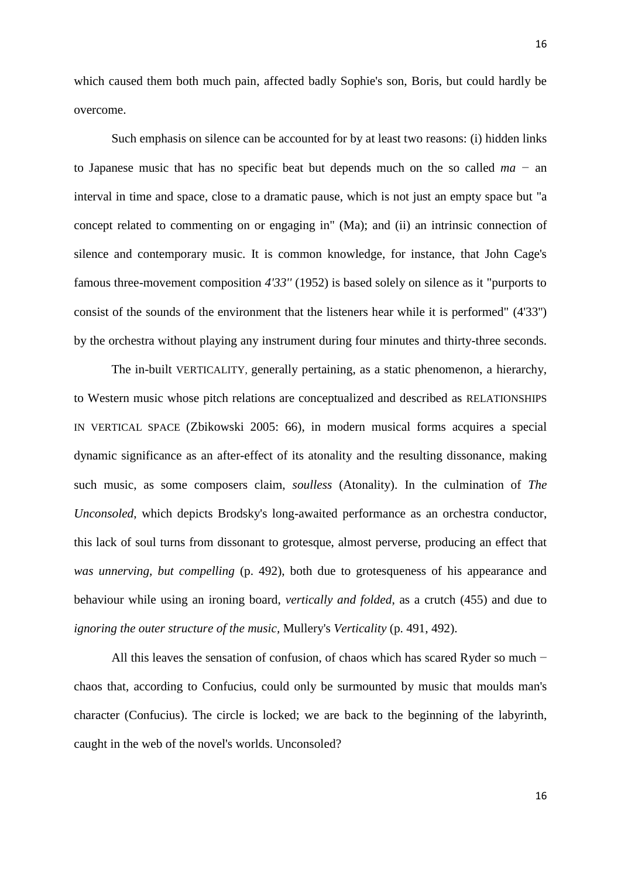which caused them both much pain, affected badly Sophie's son, Boris, but could hardly be overcome.

Such emphasis on silence can be accounted for by at least two reasons: (i) hidden links to Japanese music that has no specific beat but depends much on the so called *ma* − an interval in time and space, close to a dramatic pause, which is not just an empty space but "a concept related to commenting on or engaging in" (Ma); and (ii) an intrinsic connection of silence and contemporary music. It is common knowledge, for instance, that John Cage's famous three-movement composition *4'33''* (1952) is based solely on silence as it "purports to consist of the sounds of the environment that the listeners hear while it is performed" (4'33") by the orchestra without playing any instrument during four minutes and thirty-three seconds.

The in-built VERTICALITY, generally pertaining, as a static phenomenon, a hierarchy, to Western music whose pitch relations are conceptualized and described as RELATIONSHIPS IN VERTICAL SPACE (Zbikowski 2005: 66), in modern musical forms acquires a special dynamic significance as an after-effect of its atonality and the resulting dissonance, making such music, as some composers claim, *soulless* (Atonality). In the culmination of *The Unconsoled*, which depicts Brodsky's long-awaited performance as an orchestra conductor, this lack of soul turns from dissonant to grotesque, almost perverse, producing an effect that *was unnerving, but compelling* (p. 492), both due to grotesqueness of his appearance and behaviour while using an ironing board, *vertically and folded*, as a crutch (455) and due to *ignoring the outer structure of the music*, Mullery's *Verticality* (p. 491, 492).

All this leaves the sensation of confusion, of chaos which has scared Ryder so much − chaos that, according to Confucius, could only be surmounted by music that moulds man's character (Confucius). The circle is locked; we are back to the beginning of the labyrinth, caught in the web of the novel's worlds. Unconsoled?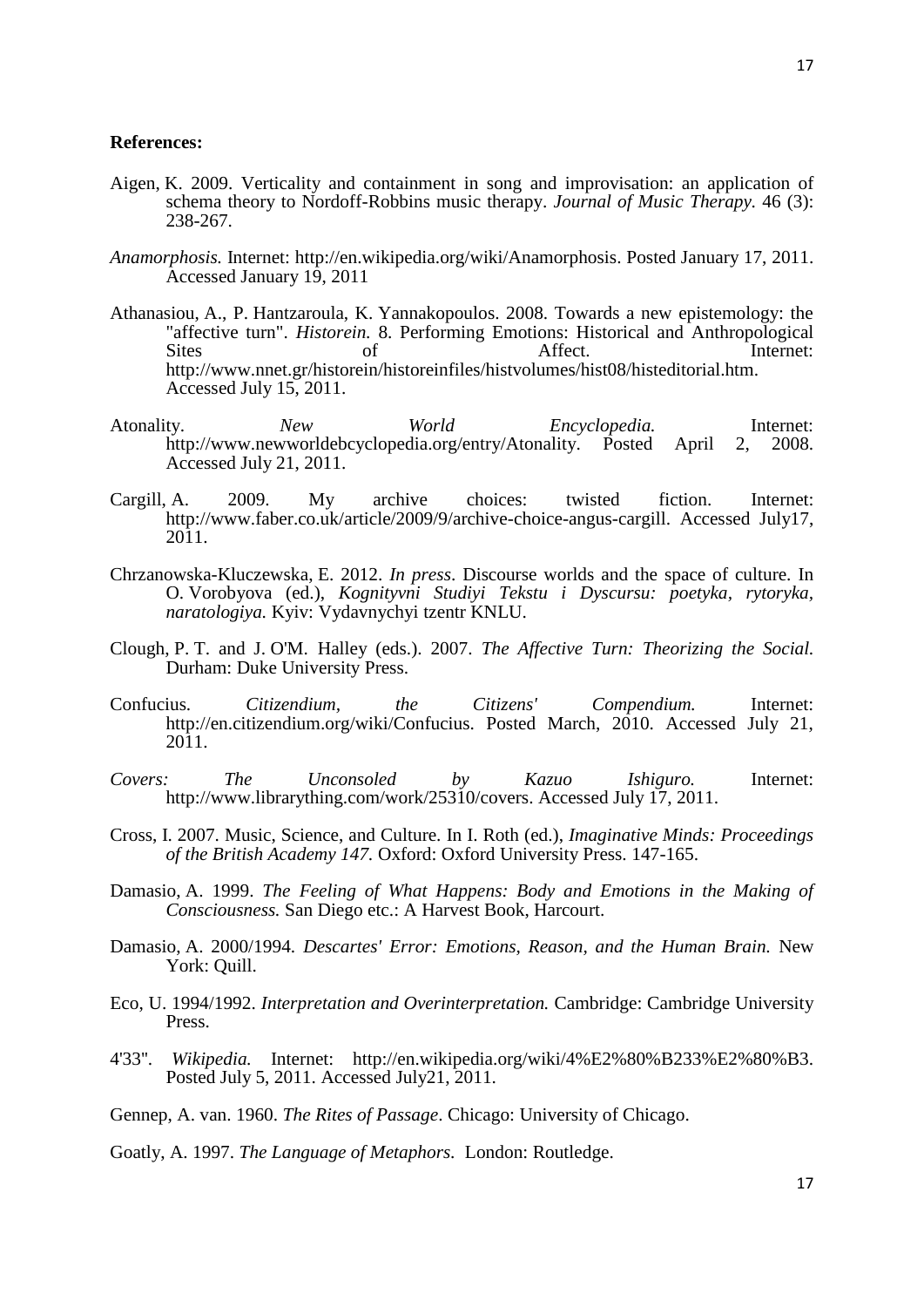**References:**

Aigen, K. 2009. Verticality and containment in song and improvisation: an application of schema theory to Nordoff-Robbins music therapy. *Journal of Music Therapy*. 46 (3): 238-267.

*Anamorphosis.* Internet: http://en.wikipedia.org/wiki/Anamorphosis. Posted January 17, 2011. Accessed January 19, 2011

Athanasiou, A., P. Hantzaroula, K. Yannakopoulos. 2008. Towards a new epistemology: the "affective turn". *Historein.* 8. Performing Emotions: Historical and Anthropological Sites of Affect. Internet: http://www.nnet.gr/historein/historeinfiles/histvolumes/hist08/histeditorial.htm. Accessed July 15, 2011.

Atonality. *New World Encyclopedia.* Internet: http://www.newworldebcyclopedia.org/entry/Atonality. Posted April 2, 2008. Accessed July 21, 2011.

Cargill, A. 2009. My archive choices: twisted fiction. Internet: http://www.faber.co.uk/article/2009/9/archive-choice-angus-cargill. Accessed July17, 2011.

Chrzanowska-Kluczewska, E. 2012. *In press*. Discourse worlds and the space of culture. In O. Vorobyova (ed.), *Kognityvni Studiyi Tekstu i Dyscursu: poetyka, rytoryka, naratologiya.* Kyiv: Vydavnychyi tzentr KNLU.

Clough, P. T. and J. O'M. Halley (eds.). 2007. *The Affective Turn: Theorizing the Social.* Durham: Duke University Press.

Confucius. *Citizendium, the Citizens' Compendium.* Internet: http://en.citizendium.org/wiki/Confucius. Posted March, 2010. Accessed July 21, 2011.

*Covers: The Unconsoled by Kazuo Ishiguro.* Internet: http://www.librarything.com/work/25310/covers. Accessed July 17, 2011.

Cross, I. 2007. Music, Science, and Culture. In I. Roth (ed.), *Imaginative Minds: Proceedings of the British Academy 147.* Oxford: Oxford University Press. 147-165.

Damasio, A. 1999. *The Feeling of What Happens: Body and Emotions in the Making of Consciousness.* San Diego etc.: A Harvest Book, Harcourt.

Damasio, A. 2000/1994. *Descartes' Error: Emotions, Reason, and the Human Brain.* New York: Quill.

Eco, U. 1994/1992. *Interpretation and Overinterpretation.* Cambridge: Cambridge University Press.

4'33''. *Wikipedia.* Internet: http://en.wikipedia.org/wiki/4%E2%80%B233%E2%80%B3. Posted July 5, 2011. Accessed July21, 2011.

Gennep, A. van. 1960. *The Rites of Passage*. Chicago: University of Chicago.

Goatly, A. 1997. *The Language of Metaphors.* London: Routledge.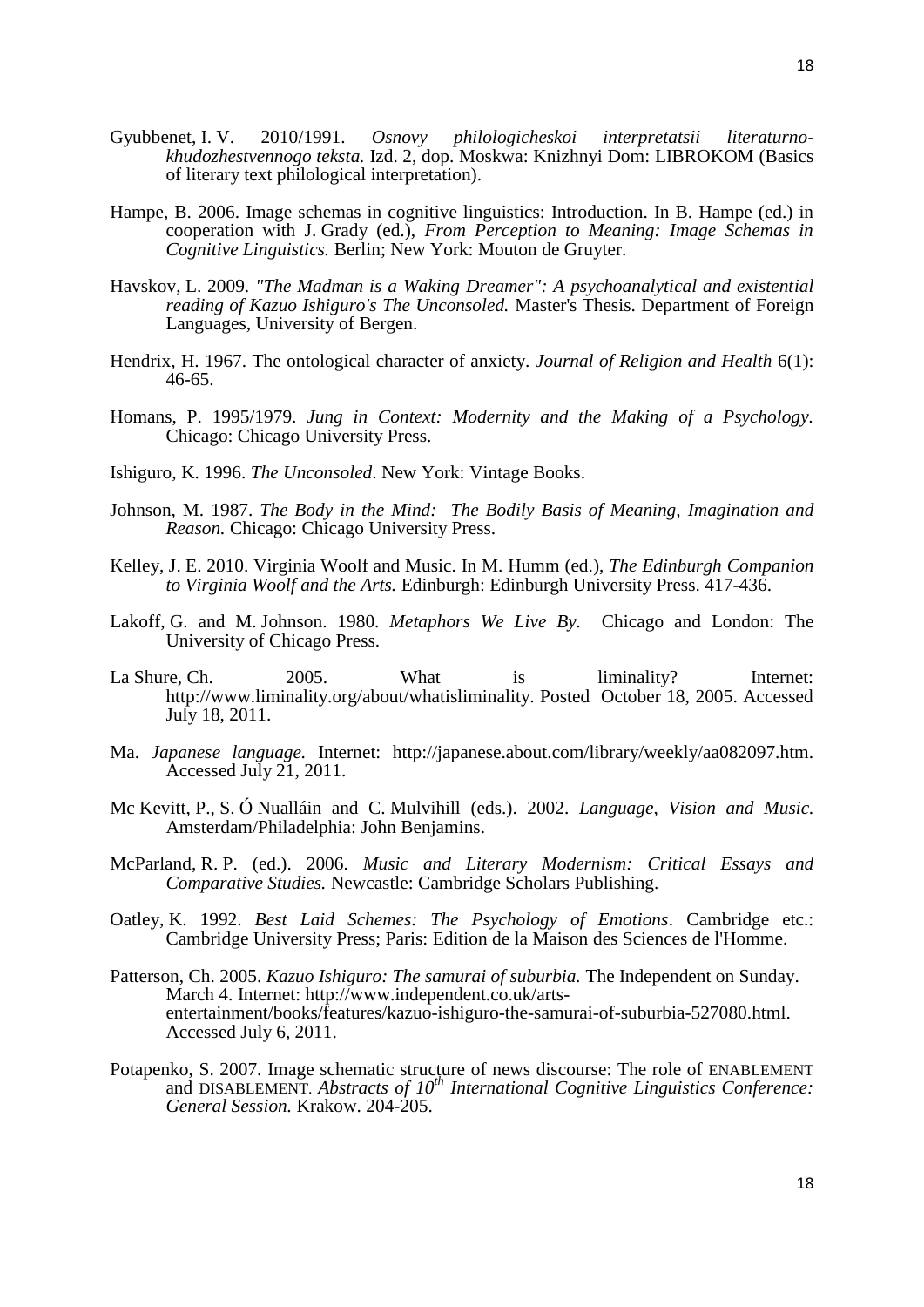Gyubbenet, I. V. 2010/1991. *Osnovy philologicheskoi interpretatsii literaturno-khudozhestvennogo teksta.* Izd. 2, dop. Moskwa: Knizhnyi Dom: LIBROKOM (Basics of literary text philological interpretation).

Hampe, B. 2006. Image schemas in cognitive linguistics: Introduction. In B. Hampe (ed.) in cooperation with J. Grady (ed.), *From Perception to Meaning: Image Schemas in Cognitive Linguistics.* Berlin; New York: Mouton de Gruyter.

Havskov, L. 2009. *"The Madman is a Waking Dreamer": A psychoanalytical and existential reading of Kazuo Ishiguro's The Unconsoled.* Master's Thesis. Department of Foreign Languages, University of Bergen.

Hendrix, H. 1967. The ontological character of anxiety. *Journal of Religion and Health* 6(1): 46-65.

Homans, P. 1995/1979. *Jung in Context: Modernity and the Making of a Psychology.* Chicago: Chicago University Press.

Ishiguro, K. 1996. *The Unconsoled*. New York: Vintage Books.

Johnson, M. 1987. *The Body in the Mind: The Bodily Basis of Meaning, Imagination and Reason.* Chicago: Chicago University Press.

Kelley, J. E. 2010. Virginia Woolf and Music. In M. Humm (ed.), *The Edinburgh Companion to Virginia Woolf and the Arts.* Edinburgh: Edinburgh University Press. 417-436.

Lakoff, G. and M. Johnson. 1980. *Metaphors We Live By.* Chicago and London: The University of Chicago Press.

La Shure, Ch. 2005. What is liminality? Internet: http://www.liminality.org/about/whatisliminality. Posted October 18, 2005. Accessed July 18, 2011.

Ma. *Japanese language.* Internet: http://japanese.about.com/library/weekly/aa082097.htm. Accessed July 21, 2011.

Mc Kevitt, P., S. Ó Nualláin and C. Mulvihill (eds.). 2002. *Language, Vision and Music.* Amsterdam/Philadelphia: John Benjamins.

McParland, R. P. (ed.). 2006. *Music and Literary Modernism: Critical Essays and Comparative Studies.* Newcastle: Cambridge Scholars Publishing.

Oatley, K. 1992. *Best Laid Schemes: The Psychology of Emotions*. Cambridge etc.: Cambridge University Press; Paris: Edition de la Maison des Sciences de l'Homme.

Patterson, Ch. 2005. *Kazuo Ishiguro: The samurai of suburbia.* The Independent on Sunday. March 4. Internet: http://www.independent.co.uk/arts-entertainment/books/features/kazuo-ishiguro-the-samurai-of-suburbia-527080.html. Accessed July 6, 2011.

Potapenko, S. 2007. Image schematic structure of news discourse: The role of ENABLEMENT and DISABLEMENT. *Abstracts of 10th International Cognitive Linguistics Conference: General Session.* Krakow. 204-205.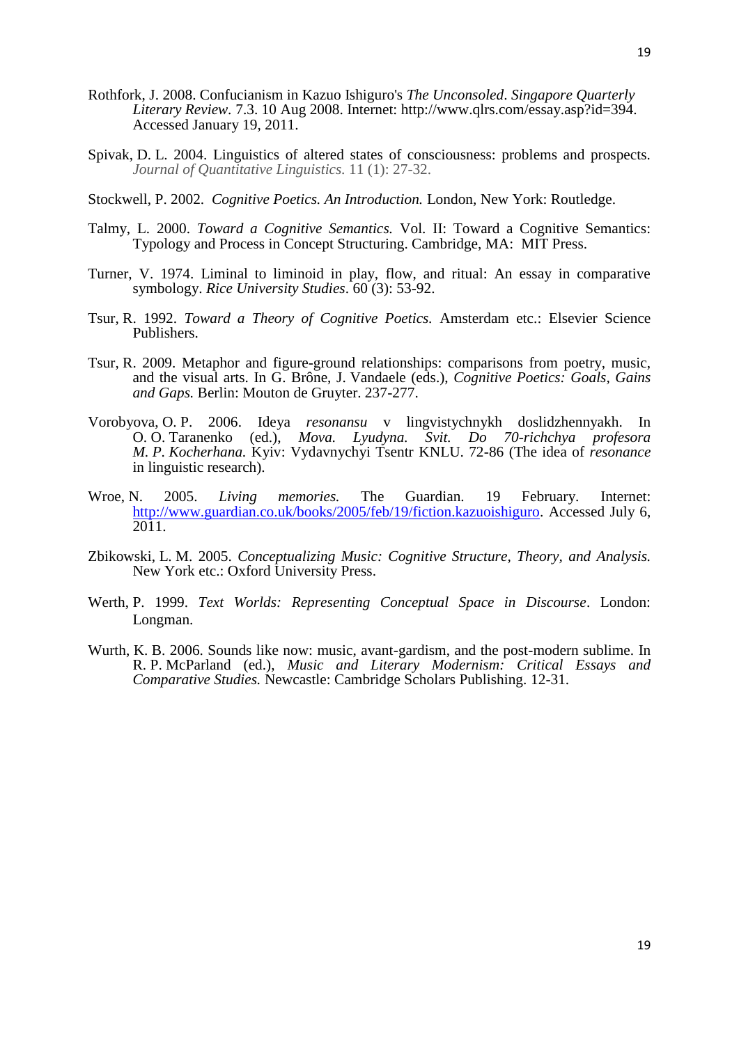Rothfork, J. 2008. Confucianism in Kazuo Ishiguro's *The Unconsoled*. *Singapore Quarterly Literary Review*. 7.3. 10 Aug 2008. Internet: http://www.qlrs.com/essay.asp?id=394. Accessed January 19, 2011.

Spivak, D. L. 2004. Linguistics of altered states of consciousness: problems and prospects. *Journal of Quantitative Linguistics*. 11 (1): 27-32.

Stockwell, P. 2002. *Cognitive Poetics. An Introduction.* London, New York: Routledge.

Talmy, L. 2000. *Toward a Cognitive Semantics.* Vol. II: Toward a Cognitive Semantics: Typology and Process in Concept Structuring. Cambridge, MA: MIT Press.

Turner, V. 1974. Liminal to liminoid in play, flow, and ritual: An essay in comparative symbology. *Rice University Studies*. 60 (3): 53-92.

Tsur, R. 1992. *Toward a Theory of Cognitive Poetics.* Amsterdam etc.: Elsevier Science Publishers.

Tsur, R. 2009. Metaphor and figure-ground relationships: comparisons from poetry, music, and the visual arts. In G. Brône, J. Vandaele (eds.), *Cognitive Poetics: Goals, Gains and Gaps.* Berlin: Mouton de Gruyter. 237-277.

Vorobyova, O. P. 2006. Ideya *resonansu* v lingvistychnykh doslidzhennyakh. In O. O. Taranenko (ed.), *Mova. Lyudyna. Svit. Do 70-richchya profesora M. P. Kocherhana.* Kyiv: Vydavnychyi Tsentr KNLU. 72-86 (The idea of *resonance* in linguistic research).

Wroe, N. 2005. *Living memories.* The Guardian. 19 February. Internet: http://www.guardian.co.uk/books/2005/feb/19/fiction.kazuoishiguro. Accessed July 6, 2011.

Zbikowski, L. M. 2005. *Conceptualizing Music: Cognitive Structure, Theory, and Analysis.* New York etc.: Oxford University Press.

Werth, P. 1999. *Text Worlds: Representing Conceptual Space in Discourse*. London: Longman.

Wurth, K. B. 2006. Sounds like now: music, avant-gardism, and the post-modern sublime. In R. P. McParland (ed.), *Music and Literary Modernism: Critical Essays and Comparative Studies.* Newcastle: Cambridge Scholars Publishing. 12-31.